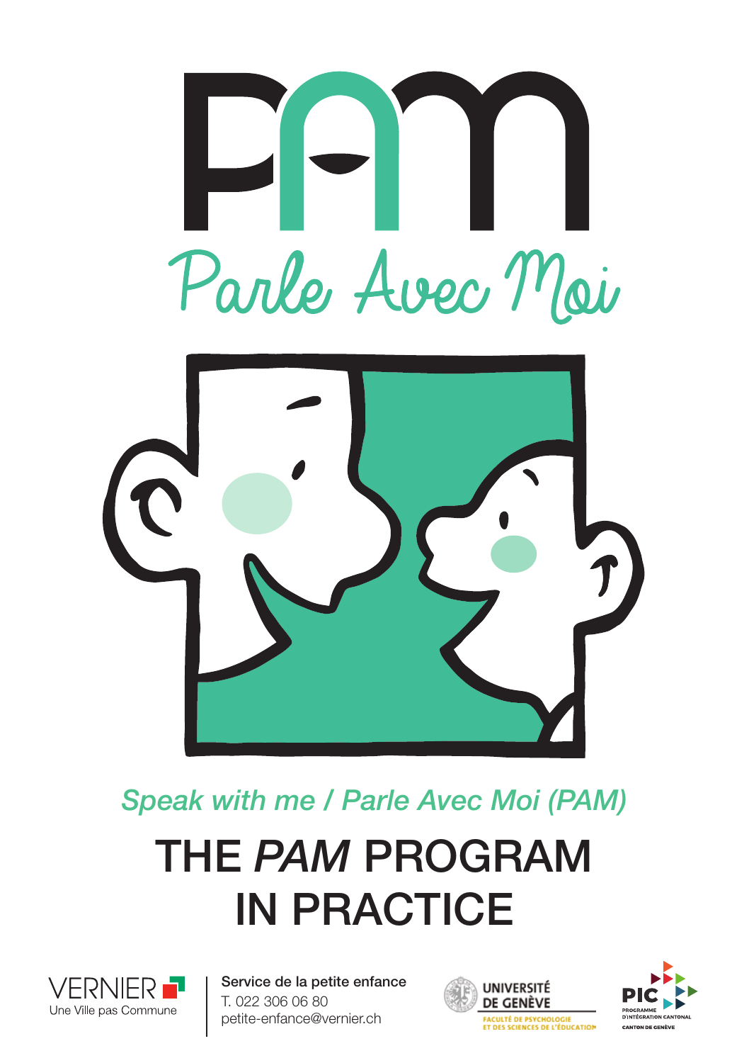# PAM

Parle Avec Moi

*Speak with me / Parle Avec Moi (PAM)*

# THE *PAM* PROGRAM IN PRACTICE

VERNIER
Une Ville pas Commune

**Service de la petite enfance**
T. 022 306 06 80
petite-enfance@vernier.ch

UNIVERSITÉ DE GENÈVE
FACULTÉ DE PSYCHOLOGIE ET DES SCIENCES DE L'ÉDUCATION

PIC
PROGRAMME D'INTÉGRATION CANTONAL
CANTON DE GENÈVE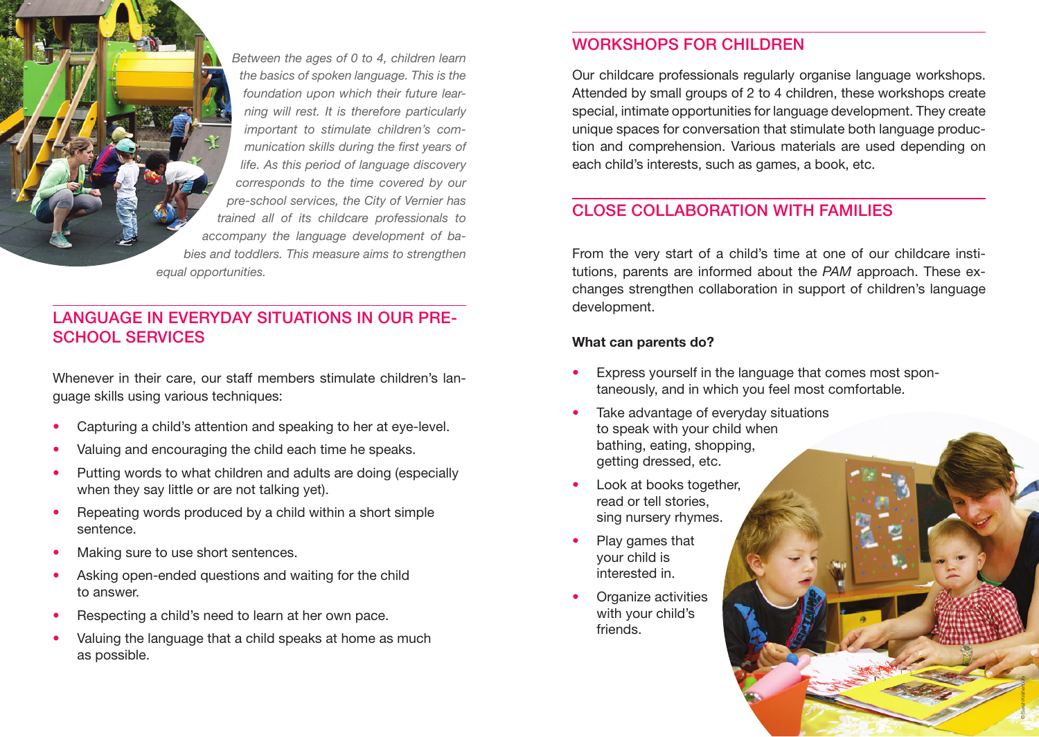*Between the ages of 0 to 4, children learn the basics of spoken language. This is the foundation upon which their future learning will rest. It is therefore particularly important to stimulate children's communication skills during the first years of life. As this period of language discovery corresponds to the time covered by our pre-school services, the City of Vernier has trained all of its childcare professionals to accompany the language development of babies and toddlers. This measure aims to strengthen equal opportunities.*

## LANGUAGE IN EVERYDAY SITUATIONS IN OUR PRE-SCHOOL SERVICES

Whenever in their care, our staff members stimulate children's language skills using various techniques:

- Capturing a child's attention and speaking to her at eye-level.
- Valuing and encouraging the child each time he speaks.
- Putting words to what children and adults are doing (especially when they say little or are not talking yet).
- Repeating words produced by a child within a short simple sentence.
- Making sure to use short sentences.
- Asking open-ended questions and waiting for the child to answer.
- Respecting a child's need to learn at her own pace.
- Valuing the language that a child speaks at home as much as possible.

## WORKSHOPS FOR CHILDREN

Our childcare professionals regularly organise language workshops. Attended by small groups of 2 to 4 children, these workshops create special, intimate opportunities for language development. They create unique spaces for conversation that stimulate both language production and comprehension. Various materials are used depending on each child's interests, such as games, a book, etc.

## CLOSE COLLABORATION WITH FAMILIES

From the very start of a child's time at one of our childcare institutions, parents are informed about the *PAM* approach. These exchanges strengthen collaboration in support of children's language development.

**What can parents do?**

- Express yourself in the language that comes most spontaneously, and in which you feel most comfortable.
- Take advantage of everyday situations to speak with your child when bathing, eating, shopping, getting dressed, etc.
- Look at books together, read or tell stories, sing nursery rhymes.
- Play games that your child is interested in.
- Organize activities with your child's friends.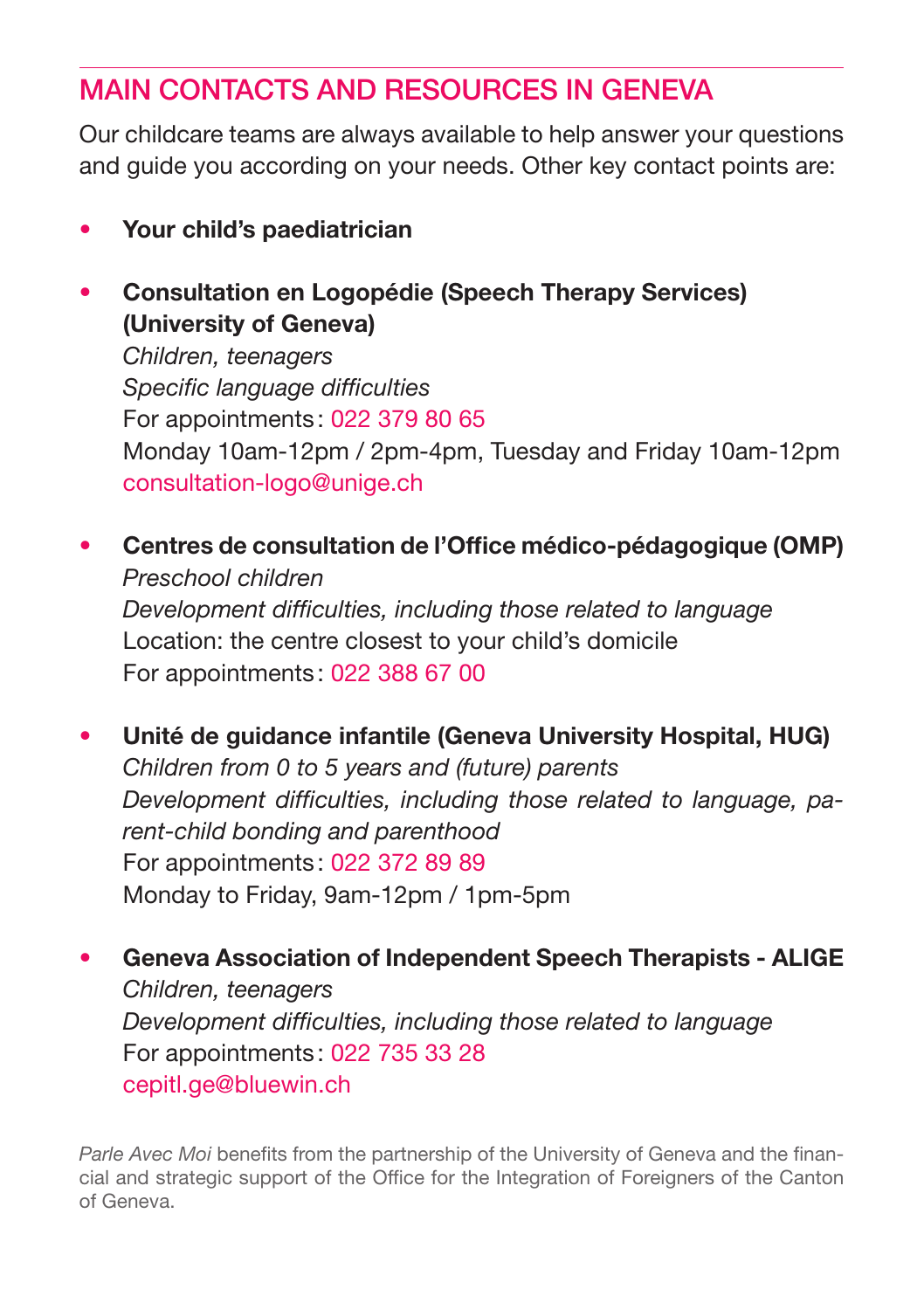## MAIN CONTACTS AND RESOURCES IN GENEVA

Our childcare teams are always available to help answer your questions and guide you according on your needs. Other key contact points are:

- **Your child's paediatrician**

- **Consultation en Logopédie (Speech Therapy Services) (University of Geneva)**
  *Children, teenagers*
  *Specific language difficulties*
  For appointments : 022 379 80 65
  Monday 10am-12pm / 2pm-4pm, Tuesday and Friday 10am-12pm
  consultation-logo@unige.ch

- **Centres de consultation de l'Office médico-pédagogique (OMP)**
  *Preschool children*
  *Development difficulties, including those related to language*
  Location: the centre closest to your child's domicile
  For appointments : 022 388 67 00

- **Unité de guidance infantile (Geneva University Hospital, HUG)**
  *Children from 0 to 5 years and (future) parents*
  *Development difficulties, including those related to language, parent-child bonding and parenthood*
  For appointments : 022 372 89 89
  Monday to Friday, 9am-12pm / 1pm-5pm

- **Geneva Association of Independent Speech Therapists - ALIGE**
  *Children, teenagers*
  *Development difficulties, including those related to language*
  For appointments : 022 735 33 28
  cepitl.ge@bluewin.ch

*Parle Avec Moi* benefits from the partnership of the University of Geneva and the financial and strategic support of the Office for the Integration of Foreigners of the Canton of Geneva.